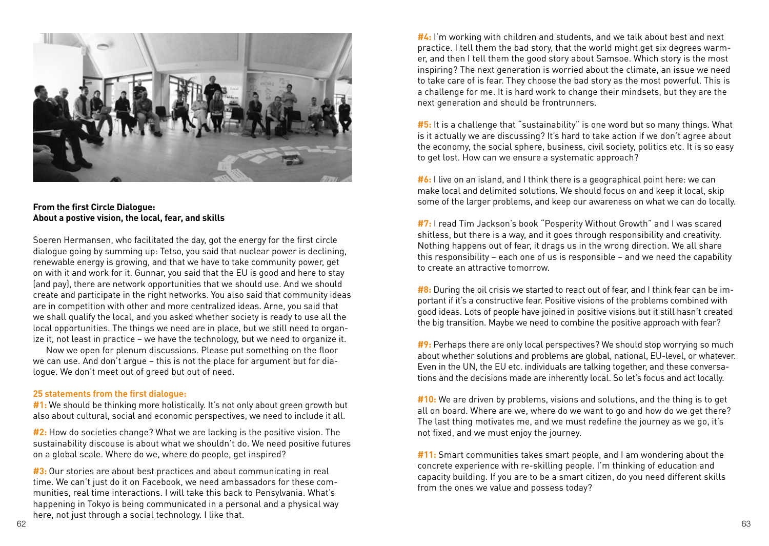**From the first Circle Dialogue:**
**About a postive vision, the local, fear, and skills**

Soeren Hermansen, who facilitated the day, got the energy for the first circle dialogue going by summing up: Tetso, you said that nuclear power is declining, renewable energy is growing, and that we have to take community power, get on with it and work for it. Gunnar, you said that the EU is good and here to stay (and pay), there are network opportunities that we should use. And we should create and participate in the right networks. You also said that community ideas are in competition with other and more centralized ideas. Arne, you said that we shall qualify the local, and you asked whether society is ready to use all the local opportunities. The things we need are in place, but we still need to organize it, not least in practice – we have the technology, but we need to organize it.

Now we open for plenum discussions. Please put something on the floor we can use. And don't argue – this is not the place for argument but for dialogue. We don't meet out of greed but out of need.

**25 statements from the first dialogue:**

**#1:** We should be thinking more holistically. It's not only about green growth but also about cultural, social and economic perspectives, we need to include it all.

**#2:** How do societies change? What we are lacking is the positive vision. The sustainability discouse is about what we shouldn't do. We need positive futures on a global scale. Where do we, where do people, get inspired?

**#3:** Our stories are about best practices and about communicating in real time. We can't just do it on Facebook, we need ambassadors for these communities, real time interactions. I will take this back to Pensylvania. What's happening in Tokyo is being communicated in a personal and a physical way here, not just through a social technology. I like that.

**#4:** I'm working with children and students, and we talk about best and next practice. I tell them the bad story, that the world might get six degrees warmer, and then I tell them the good story about Samsoe. Which story is the most inspiring? The next generation is worried about the climate, an issue we need to take care of is fear. They choose the bad story as the most powerful. This is a challenge for me. It is hard work to change their mindsets, but they are the next generation and should be frontrunners.

**#5:** It is a challenge that "sustainability" is one word but so many things. What is it actually we are discussing? It's hard to take action if we don't agree about the economy, the social sphere, business, civil society, politics etc. It is so easy to get lost. How can we ensure a systematic approach?

**#6:** I live on an island, and I think there is a geographical point here: we can make local and delimited solutions. We should focus on and keep it local, skip some of the larger problems, and keep our awareness on what we can do locally.

**#7:** I read Tim Jackson's book "Posperity Without Growth" and I was scared shitless, but there is a way, and it goes through responsibility and creativity. Nothing happens out of fear, it drags us in the wrong direction. We all share this responsibility – each one of us is responsible – and we need the capability to create an attractive tomorrow.

**#8:** During the oil crisis we started to react out of fear, and I think fear can be important if it's a constructive fear. Positive visions of the problems combined with good ideas. Lots of people have joined in positive visions but it still hasn't created the big transition. Maybe we need to combine the positive approach with fear?

**#9:** Perhaps there are only local perspectives? We should stop worrying so much about whether solutions and problems are global, national, EU-level, or whatever. Even in the UN, the EU etc. individuals are talking together, and these conversations and the decisions made are inherently local. So let's focus and act locally.

**#10:** We are driven by problems, visions and solutions, and the thing is to get all on board. Where are we, where do we want to go and how do we get there? The last thing motivates me, and we must redefine the journey as we go, it's not fixed, and we must enjoy the journey.

**#11:** Smart communities takes smart people, and I am wondering about the concrete experience with re-skilling people. I'm thinking of education and capacity building. If you are to be a smart citizen, do you need different skills from the ones we value and possess today?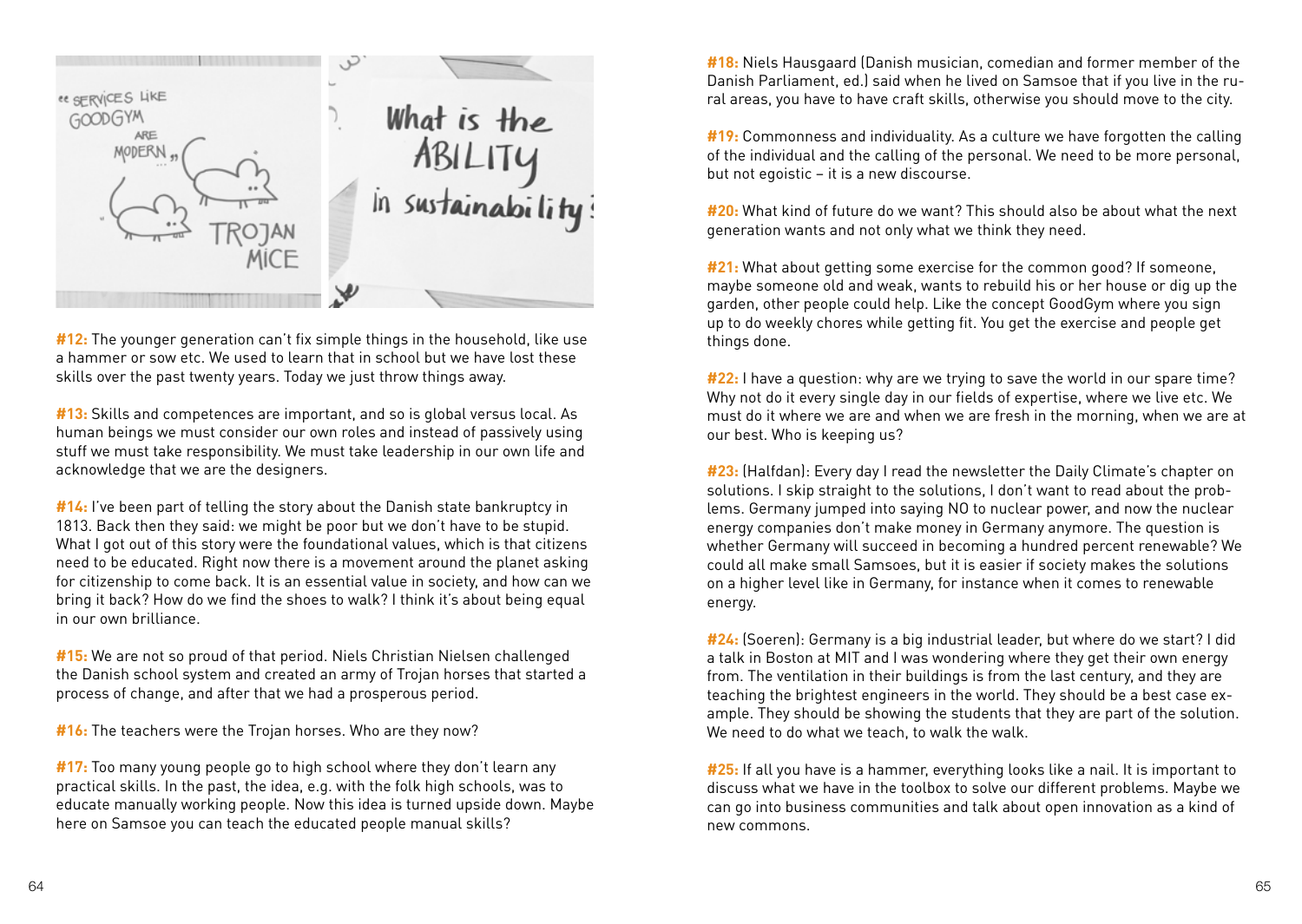**#12:** The younger generation can't fix simple things in the household, like use a hammer or sow etc. We used to learn that in school but we have lost these skills over the past twenty years. Today we just throw things away.

**#13:** Skills and competences are important, and so is global versus local. As human beings we must consider our own roles and instead of passively using stuff we must take responsibility. We must take leadership in our own life and acknowledge that we are the designers.

**#14:** I've been part of telling the story about the Danish state bankruptcy in 1813. Back then they said: we might be poor but we don't have to be stupid. What I got out of this story were the foundational values, which is that citizens need to be educated. Right now there is a movement around the planet asking for citizenship to come back. It is an essential value in society, and how can we bring it back? How do we find the shoes to walk? I think it's about being equal in our own brilliance.

**#15:** We are not so proud of that period. Niels Christian Nielsen challenged the Danish school system and created an army of Trojan horses that started a process of change, and after that we had a prosperous period.

**#16:** The teachers were the Trojan horses. Who are they now?

**#17:** Too many young people go to high school where they don't learn any practical skills. In the past, the idea, e.g. with the folk high schools, was to educate manually working people. Now this idea is turned upside down. Maybe here on Samsoe you can teach the educated people manual skills?

**#18:** Niels Hausgaard (Danish musician, comedian and former member of the Danish Parliament, ed.) said when he lived on Samsoe that if you live in the rural areas, you have to have craft skills, otherwise you should move to the city.

**#19:** Commonness and individuality. As a culture we have forgotten the calling of the individual and the calling of the personal. We need to be more personal, but not egoistic – it is a new discourse.

**#20:** What kind of future do we want? This should also be about what the next generation wants and not only what we think they need.

**#21:** What about getting some exercise for the common good? If someone, maybe someone old and weak, wants to rebuild his or her house or dig up the garden, other people could help. Like the concept GoodGym where you sign up to do weekly chores while getting fit. You get the exercise and people get things done.

**#22:** I have a question: why are we trying to save the world in our spare time? Why not do it every single day in our fields of expertise, where we live etc. We must do it where we are and when we are fresh in the morning, when we are at our best. Who is keeping us?

**#23:** (Halfdan): Every day I read the newsletter the Daily Climate's chapter on solutions. I skip straight to the solutions, I don't want to read about the problems. Germany jumped into saying NO to nuclear power, and now the nuclear energy companies don't make money in Germany anymore. The question is whether Germany will succeed in becoming a hundred percent renewable? We could all make small Samsoes, but it is easier if society makes the solutions on a higher level like in Germany, for instance when it comes to renewable energy.

**#24:** (Soeren): Germany is a big industrial leader, but where do we start? I did a talk in Boston at MIT and I was wondering where they get their own energy from. The ventilation in their buildings is from the last century, and they are teaching the brightest engineers in the world. They should be a best case example. They should be showing the students that they are part of the solution. We need to do what we teach, to walk the walk.

**#25:** If all you have is a hammer, everything looks like a nail. It is important to discuss what we have in the toolbox to solve our different problems. Maybe we can go into business communities and talk about open innovation as a kind of new commons.